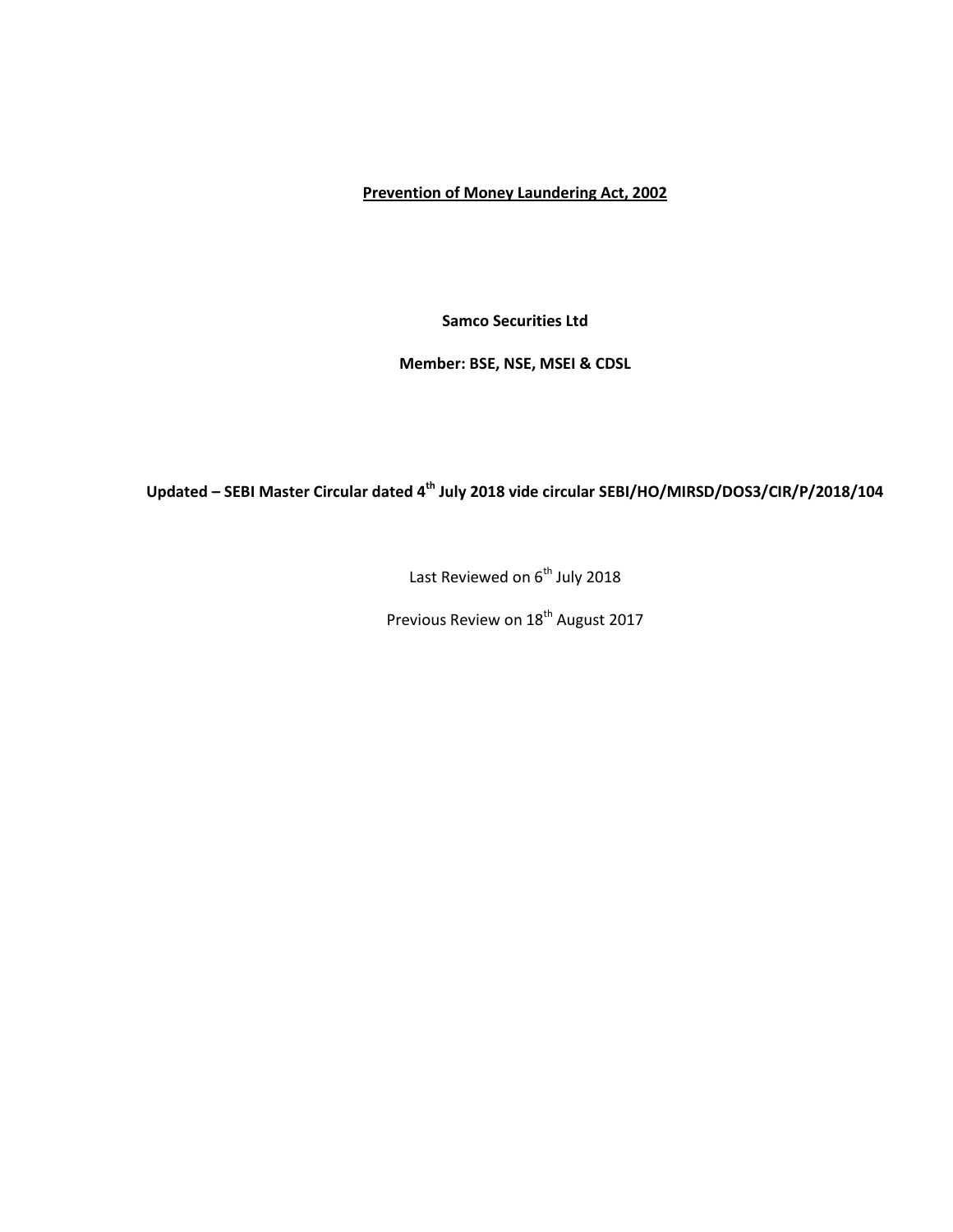**Prevention of Money Laundering Act, 2002**

**Samco Securities Ltd**

**Member: BSE, NSE, MSEI & CDSL**

**Updated – SEBI Master Circular dated 4th July 2018 vide circular SEBI/HO/MIRSD/DOS3/CIR/P/2018/104**

Last Reviewed on 6th July 2018

Previous Review on 18th August 2017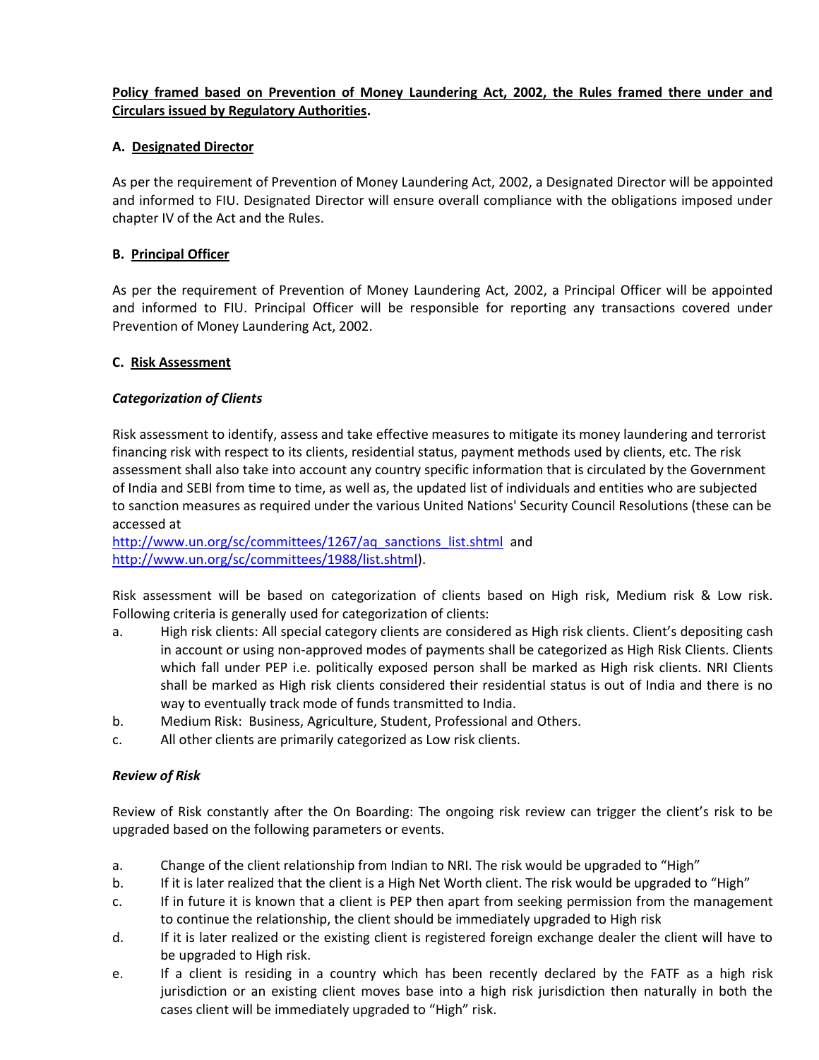**Policy framed based on Prevention of Money Laundering Act, 2002, the Rules framed there under and Circulars issued by Regulatory Authorities.**

## A. Designated Director

As per the requirement of Prevention of Money Laundering Act, 2002, a Designated Director will be appointed and informed to FIU. Designated Director will ensure overall compliance with the obligations imposed under chapter IV of the Act and the Rules.

## B. Principal Officer

As per the requirement of Prevention of Money Laundering Act, 2002, a Principal Officer will be appointed and informed to FIU. Principal Officer will be responsible for reporting any transactions covered under Prevention of Money Laundering Act, 2002.

## C. Risk Assessment

***Categorization of Clients***

Risk assessment to identify, assess and take effective measures to mitigate its money laundering and terrorist financing risk with respect to its clients, residential status, payment methods used by clients, etc. The risk assessment shall also take into account any country specific information that is circulated by the Government of India and SEBI from time to time, as well as, the updated list of individuals and entities who are subjected to sanction measures as required under the various United Nations' Security Council Resolutions (these can be accessed at
http://www.un.org/sc/committees/1267/aq_sanctions_list.shtml and
http://www.un.org/sc/committees/1988/list.shtml).

Risk assessment will be based on categorization of clients based on High risk, Medium risk & Low risk. Following criteria is generally used for categorization of clients:

a. High risk clients: All special category clients are considered as High risk clients. Client's depositing cash in account or using non-approved modes of payments shall be categorized as High Risk Clients. Clients which fall under PEP i.e. politically exposed person shall be marked as High risk clients. NRI Clients shall be marked as High risk clients considered their residential status is out of India and there is no way to eventually track mode of funds transmitted to India.
b. Medium Risk: Business, Agriculture, Student, Professional and Others.
c. All other clients are primarily categorized as Low risk clients.

***Review of Risk***

Review of Risk constantly after the On Boarding: The ongoing risk review can trigger the client's risk to be upgraded based on the following parameters or events.

a. Change of the client relationship from Indian to NRI. The risk would be upgraded to "High"
b. If it is later realized that the client is a High Net Worth client. The risk would be upgraded to "High"
c. If in future it is known that a client is PEP then apart from seeking permission from the management to continue the relationship, the client should be immediately upgraded to High risk
d. If it is later realized or the existing client is registered foreign exchange dealer the client will have to be upgraded to High risk.
e. If a client is residing in a country which has been recently declared by the FATF as a high risk jurisdiction or an existing client moves base into a high risk jurisdiction then naturally in both the cases client will be immediately upgraded to "High" risk.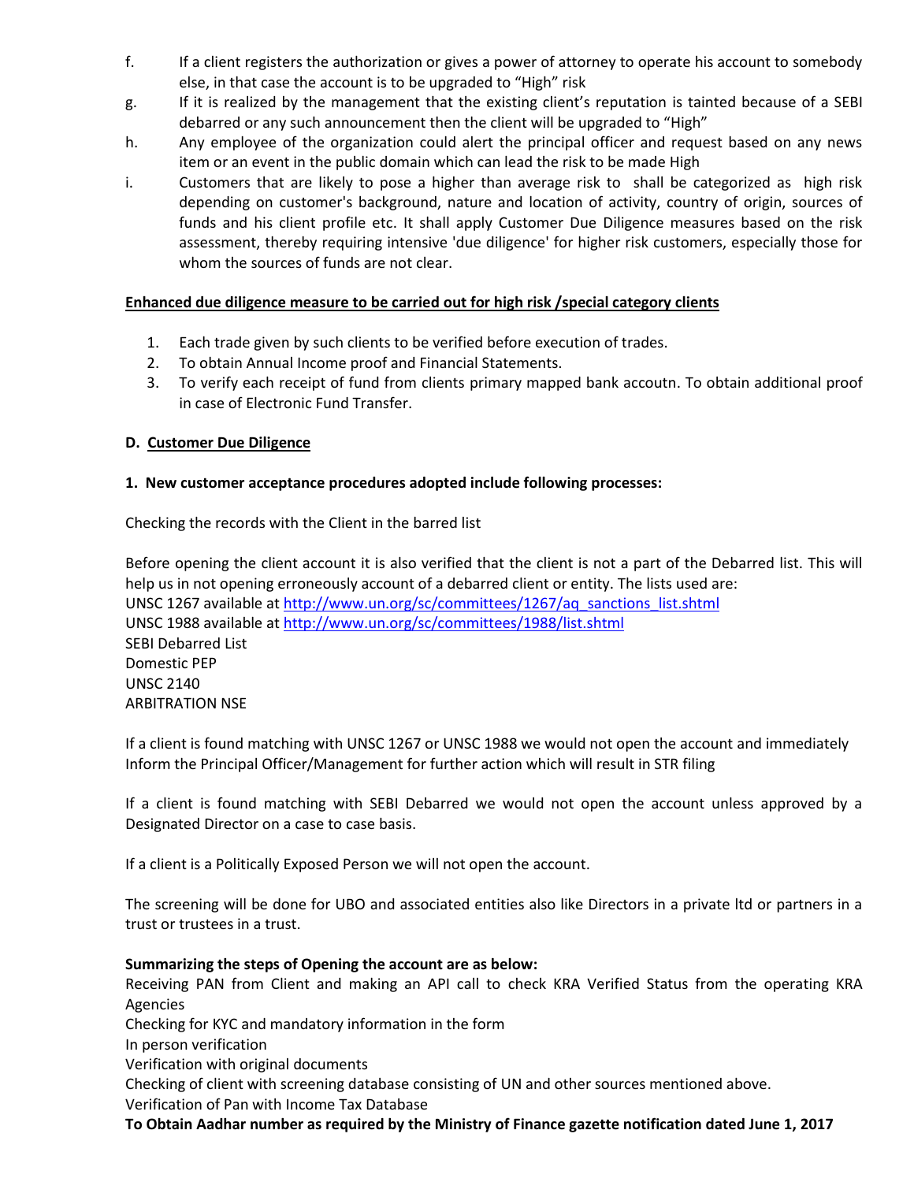f. If a client registers the authorization or gives a power of attorney to operate his account to somebody else, in that case the account is to be upgraded to “High” risk

g. If it is realized by the management that the existing client’s reputation is tainted because of a SEBI debarred or any such announcement then the client will be upgraded to “High”

h. Any employee of the organization could alert the principal officer and request based on any news item or an event in the public domain which can lead the risk to be made High

i. Customers that are likely to pose a higher than average risk to shall be categorized as high risk depending on customer's background, nature and location of activity, country of origin, sources of funds and his client profile etc. It shall apply Customer Due Diligence measures based on the risk assessment, thereby requiring intensive 'due diligence' for higher risk customers, especially those for whom the sources of funds are not clear.

**Enhanced due diligence measure to be carried out for high risk /special category clients**

1. Each trade given by such clients to be verified before execution of trades.
2. To obtain Annual Income proof and Financial Statements.
3. To verify each receipt of fund from clients primary mapped bank accoutn. To obtain additional proof in case of Electronic Fund Transfer.

**D. Customer Due Diligence**

**1. New customer acceptance procedures adopted include following processes:**

Checking the records with the Client in the barred list

Before opening the client account it is also verified that the client is not a part of the Debarred list. This will help us in not opening erroneously account of a debarred client or entity. The lists used are:
UNSC 1267 available at http://www.un.org/sc/committees/1267/aq_sanctions_list.shtml
UNSC 1988 available at http://www.un.org/sc/committees/1988/list.shtml
SEBI Debarred List
Domestic PEP
UNSC 2140
ARBITRATION NSE

If a client is found matching with UNSC 1267 or UNSC 1988 we would not open the account and immediately Inform the Principal Officer/Management for further action which will result in STR filing

If a client is found matching with SEBI Debarred we would not open the account unless approved by a Designated Director on a case to case basis.

If a client is a Politically Exposed Person we will not open the account.

The screening will be done for UBO and associated entities also like Directors in a private ltd or partners in a trust or trustees in a trust.

**Summarizing the steps of Opening the account are as below:**
Receiving PAN from Client and making an API call to check KRA Verified Status from the operating KRA Agencies
Checking for KYC and mandatory information in the form
In person verification
Verification with original documents
Checking of client with screening database consisting of UN and other sources mentioned above.
Verification of Pan with Income Tax Database
**To Obtain Aadhar number as required by the Ministry of Finance gazette notification dated June 1, 2017**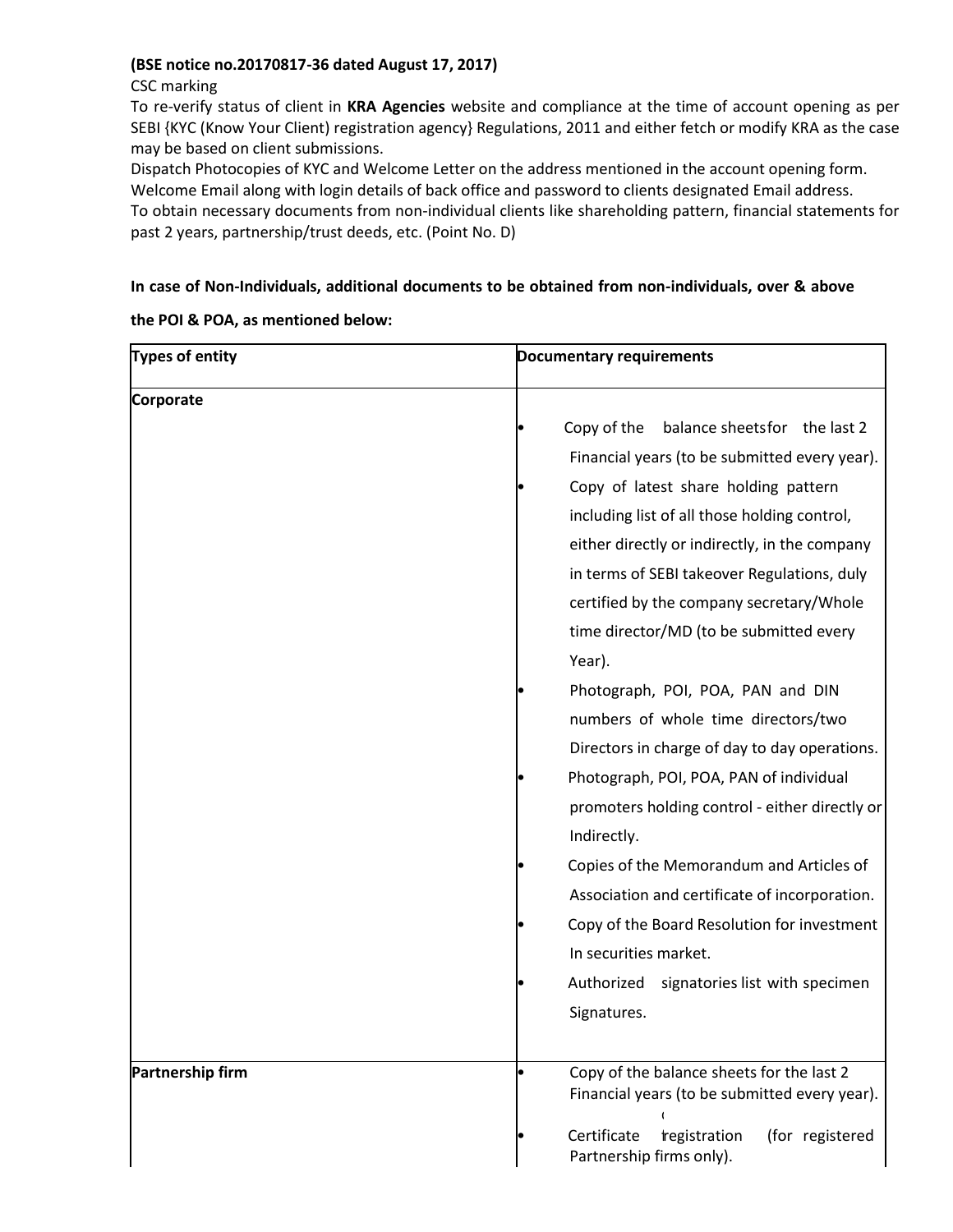**(BSE notice no.20170817-36 dated August 17, 2017)**

CSC marking

To re-verify status of client in **KRA Agencies** website and compliance at the time of account opening as per SEBI {KYC (Know Your Client) registration agency} Regulations, 2011 and either fetch or modify KRA as the case may be based on client submissions.

Dispatch Photocopies of KYC and Welcome Letter on the address mentioned in the account opening form.

Welcome Email along with login details of back office and password to clients designated Email address.

To obtain necessary documents from non-individual clients like shareholding pattern, financial statements for past 2 years, partnership/trust deeds, etc. (Point No. D)

**In case of Non-Individuals, additional documents to be obtained from non-individuals, over & above the POI & POA, as mentioned below:**

| **Types of entity** | **Documentary requirements** |
|---|---|
| **Corporate** | • Copy of the balance sheets for the last 2 Financial years (to be submitted every year).<br>• Copy of latest share holding pattern including list of all those holding control, either directly or indirectly, in the company in terms of SEBI takeover Regulations, duly certified by the company secretary/Whole time director/MD (to be submitted every Year).<br>• Photograph, POI, POA, PAN and DIN numbers of whole time directors/two Directors in charge of day to day operations.<br>• Photograph, POI, POA, PAN of individual promoters holding control - either directly or Indirectly.<br>• Copies of the Memorandum and Articles of Association and certificate of incorporation.<br>• Copy of the Board Resolution for investment In securities market.<br>• Authorized signatories list with specimen Signatures. |
| **Partnership firm** | • Copy of the balance sheets for the last 2 Financial years (to be submitted every year).<br>• Certificate registration (for registered Partnership firms only). |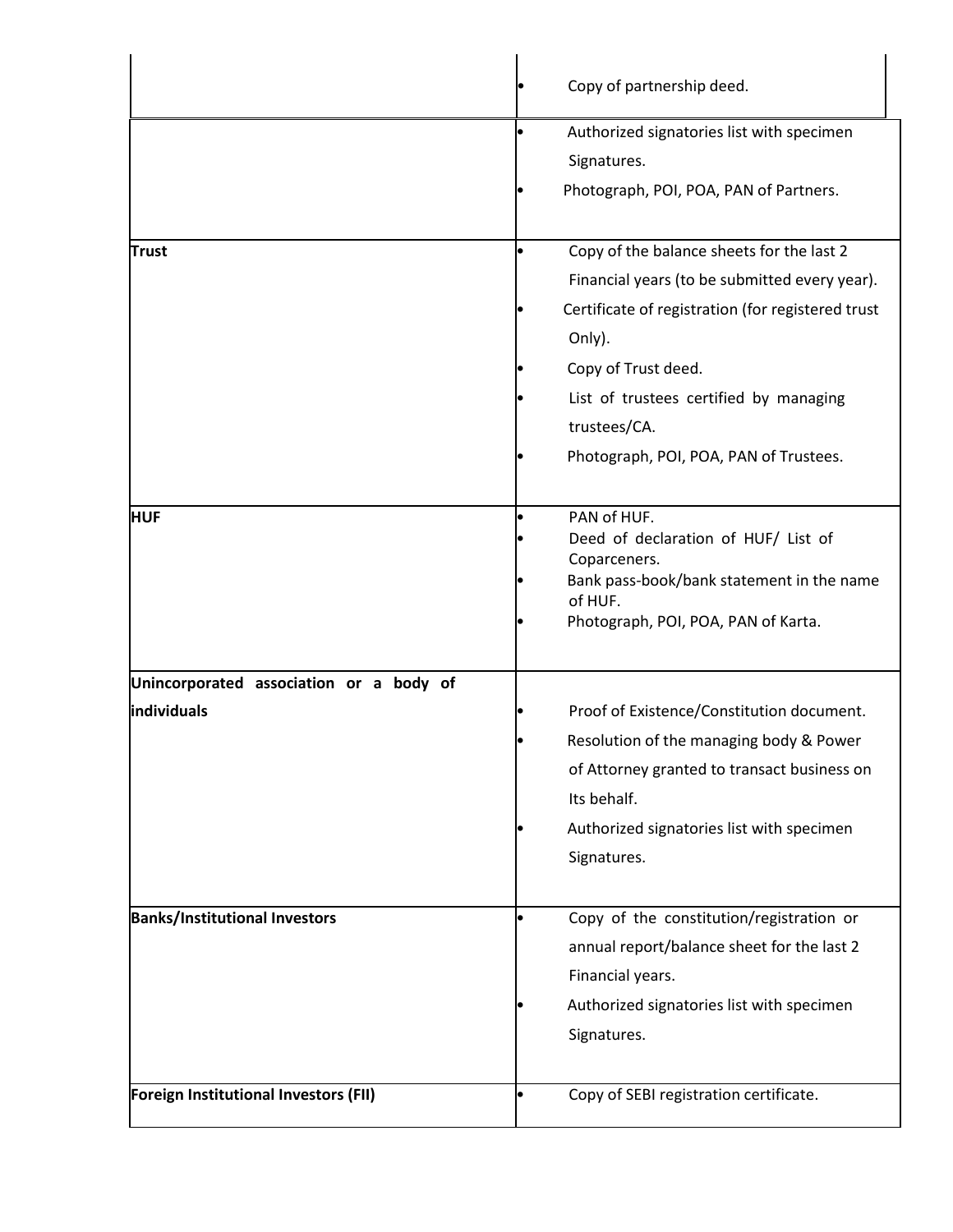| | |
|---|---|
| | • Copy of partnership deed. |
| | • Authorized signatories list with specimen Signatures.<br>• Photograph, POI, POA, PAN of Partners. |
| **Trust** | • Copy of the balance sheets for the last 2 Financial years (to be submitted every year).<br>• Certificate of registration (for registered trust Only).<br>• Copy of Trust deed.<br>• List of trustees certified by managing trustees/CA.<br>• Photograph, POI, POA, PAN of Trustees. |
| **HUF** | • PAN of HUF.<br>• Deed of declaration of HUF/ List of Coparceners.<br>• Bank pass-book/bank statement in the name of HUF.<br>• Photograph, POI, POA, PAN of Karta. |
| **Unincorporated association or a body of individuals** | • Proof of Existence/Constitution document.<br>• Resolution of the managing body & Power of Attorney granted to transact business on Its behalf.<br>• Authorized signatories list with specimen Signatures. |
| **Banks/Institutional Investors** | • Copy of the constitution/registration or annual report/balance sheet for the last 2 Financial years.<br>• Authorized signatories list with specimen Signatures. |
| **Foreign Institutional Investors (FII)** | • Copy of SEBI registration certificate. |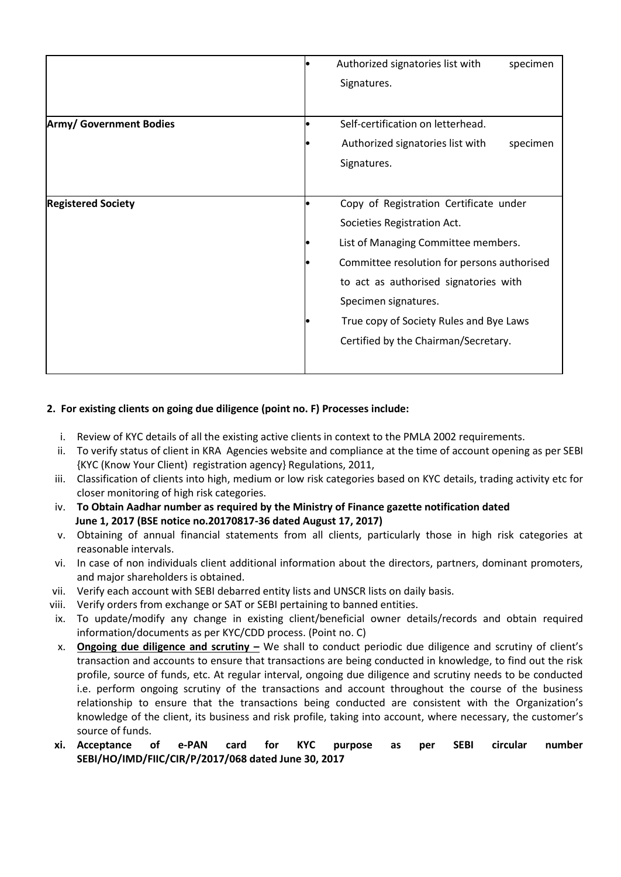| | |
|---|---|
| | • Authorized signatories list with specimen Signatures. |
| **Army/ Government Bodies** | • Self-certification on letterhead.<br>• Authorized signatories list with specimen Signatures. |
| **Registered Society** | • Copy of Registration Certificate under Societies Registration Act.<br>• List of Managing Committee members.<br>• Committee resolution for persons authorised to act as authorised signatories with Specimen signatures.<br>• True copy of Society Rules and Bye Laws Certified by the Chairman/Secretary. |

**2. For existing clients on going due diligence (point no. F) Processes include:**

i. Review of KYC details of all the existing active clients in context to the PMLA 2002 requirements.

ii. To verify status of client in KRA Agencies website and compliance at the time of account opening as per SEBI {KYC (Know Your Client) registration agency} Regulations, 2011,

iii. Classification of clients into high, medium or low risk categories based on KYC details, trading activity etc for closer monitoring of high risk categories.

iv. **To Obtain Aadhar number as required by the Ministry of Finance gazette notification dated June 1, 2017 (BSE notice no.20170817-36 dated August 17, 2017)**

v. Obtaining of annual financial statements from all clients, particularly those in high risk categories at reasonable intervals.

vi. In case of non individuals client additional information about the directors, partners, dominant promoters, and major shareholders is obtained.

vii. Verify each account with SEBI debarred entity lists and UNSCR lists on daily basis.

viii. Verify orders from exchange or SAT or SEBI pertaining to banned entities.

ix. To update/modify any change in existing client/beneficial owner details/records and obtain required information/documents as per KYC/CDD process. (Point no. C)

x. **Ongoing due diligence and scrutiny –** We shall to conduct periodic due diligence and scrutiny of client's transaction and accounts to ensure that transactions are being conducted in knowledge, to find out the risk profile, source of funds, etc. At regular interval, ongoing due diligence and scrutiny needs to be conducted i.e. perform ongoing scrutiny of the transactions and account throughout the course of the business relationship to ensure that the transactions being conducted are consistent with the Organization's knowledge of the client, its business and risk profile, taking into account, where necessary, the customer's source of funds.

xi. **Acceptance of e-PAN card for KYC purpose as per SEBI circular number SEBI/HO/IMD/FIIC/CIR/P/2017/068 dated June 30, 2017**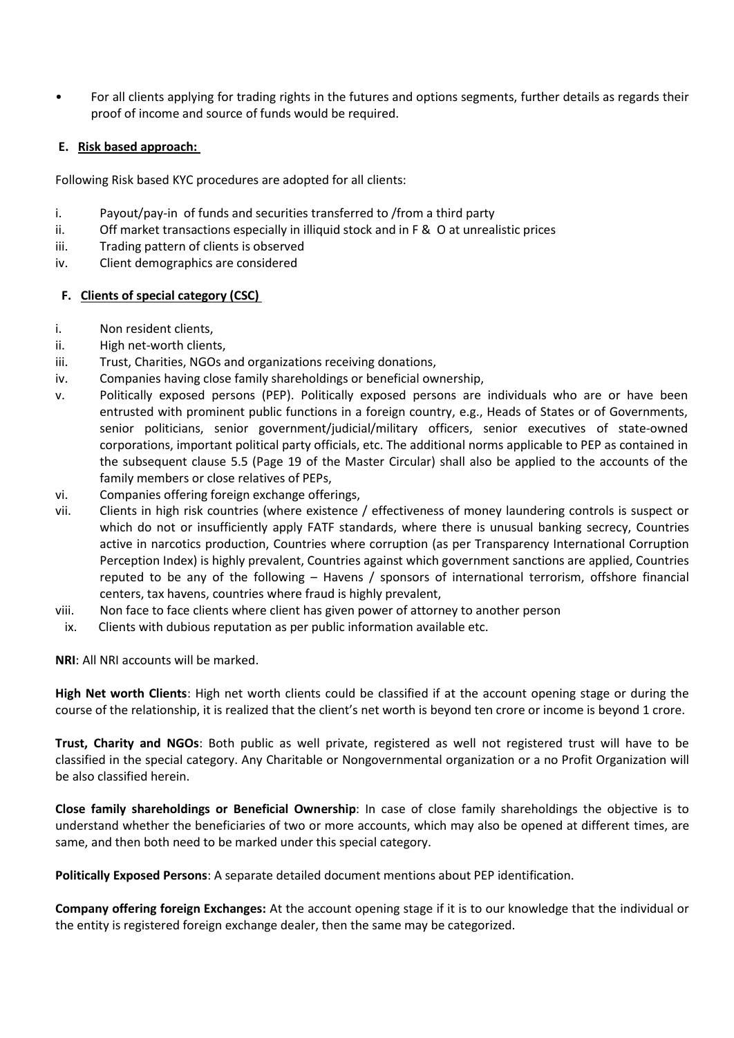- For all clients applying for trading rights in the futures and options segments, further details as regards their proof of income and source of funds would be required.

### E. Risk based approach:

Following Risk based KYC procedures are adopted for all clients:

i. Payout/pay-in of funds and securities transferred to /from a third party
ii. Off market transactions especially in illiquid stock and in F & O at unrealistic prices
iii. Trading pattern of clients is observed
iv. Client demographics are considered

### F. Clients of special category (CSC)

i. Non resident clients,
ii. High net-worth clients,
iii. Trust, Charities, NGOs and organizations receiving donations,
iv. Companies having close family shareholdings or beneficial ownership,
v. Politically exposed persons (PEP). Politically exposed persons are individuals who are or have been entrusted with prominent public functions in a foreign country, e.g., Heads of States or of Governments, senior politicians, senior government/judicial/military officers, senior executives of state-owned corporations, important political party officials, etc. The additional norms applicable to PEP as contained in the subsequent clause 5.5 (Page 19 of the Master Circular) shall also be applied to the accounts of the family members or close relatives of PEPs,
vi. Companies offering foreign exchange offerings,
vii. Clients in high risk countries (where existence / effectiveness of money laundering controls is suspect or which do not or insufficiently apply FATF standards, where there is unusual banking secrecy, Countries active in narcotics production, Countries where corruption (as per Transparency International Corruption Perception Index) is highly prevalent, Countries against which government sanctions are applied, Countries reputed to be any of the following – Havens / sponsors of international terrorism, offshore financial centers, tax havens, countries where fraud is highly prevalent,
viii. Non face to face clients where client has given power of attorney to another person
ix. Clients with dubious reputation as per public information available etc.

**NRI**: All NRI accounts will be marked.

**High Net worth Clients**: High net worth clients could be classified if at the account opening stage or during the course of the relationship, it is realized that the client's net worth is beyond ten crore or income is beyond 1 crore.

**Trust, Charity and NGOs**: Both public as well private, registered as well not registered trust will have to be classified in the special category. Any Charitable or Nongovernmental organization or a no Profit Organization will be also classified herein.

**Close family shareholdings or Beneficial Ownership**: In case of close family shareholdings the objective is to understand whether the beneficiaries of two or more accounts, which may also be opened at different times, are same, and then both need to be marked under this special category.

**Politically Exposed Persons**: A separate detailed document mentions about PEP identification.

**Company offering foreign Exchanges:** At the account opening stage if it is to our knowledge that the individual or the entity is registered foreign exchange dealer, then the same may be categorized.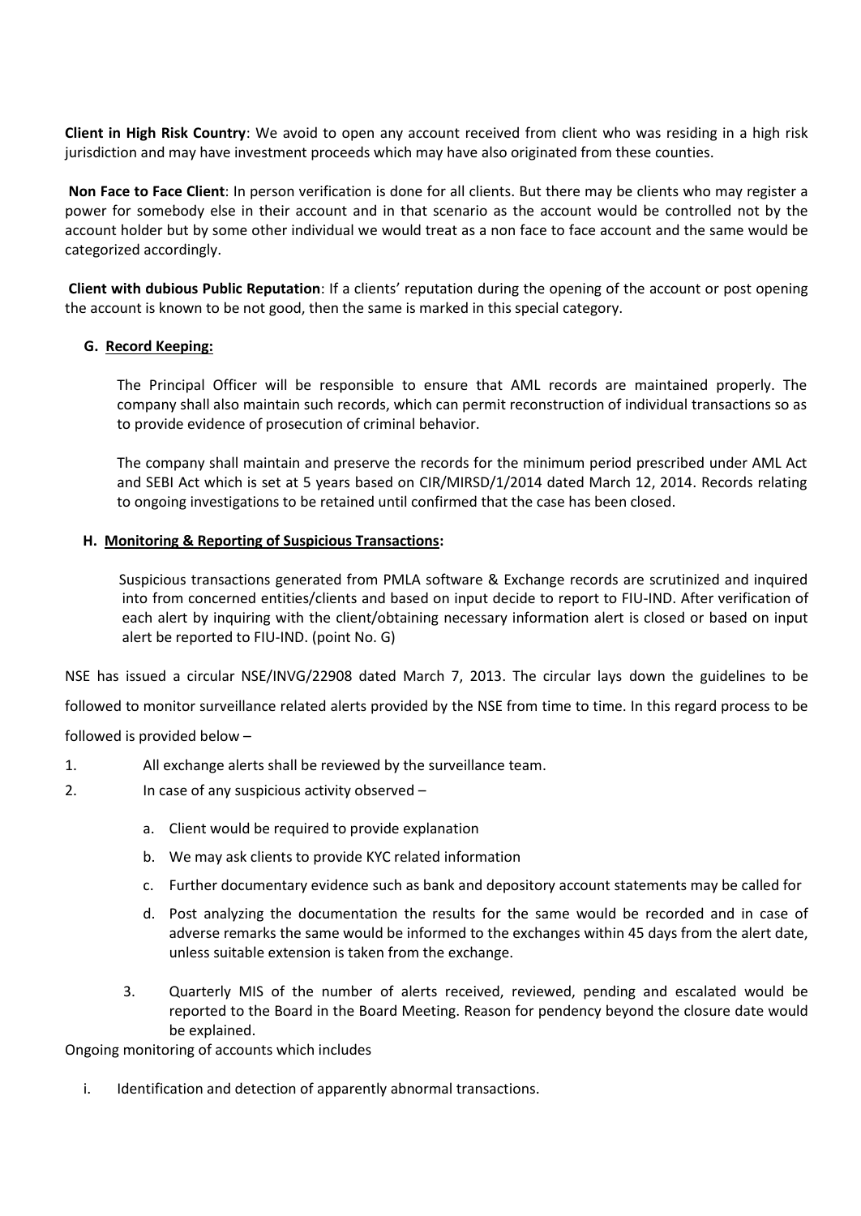**Client in High Risk Country**: We avoid to open any account received from client who was residing in a high risk jurisdiction and may have investment proceeds which may have also originated from these counties.

**Non Face to Face Client**: In person verification is done for all clients. But there may be clients who may register a power for somebody else in their account and in that scenario as the account would be controlled not by the account holder but by some other individual we would treat as a non face to face account and the same would be categorized accordingly.

**Client with dubious Public Reputation**: If a clients' reputation during the opening of the account or post opening the account is known to be not good, then the same is marked in this special category.

### G. Record Keeping:

The Principal Officer will be responsible to ensure that AML records are maintained properly. The company shall also maintain such records, which can permit reconstruction of individual transactions so as to provide evidence of prosecution of criminal behavior.

The company shall maintain and preserve the records for the minimum period prescribed under AML Act and SEBI Act which is set at 5 years based on CIR/MIRSD/1/2014 dated March 12, 2014. Records relating to ongoing investigations to be retained until confirmed that the case has been closed.

### H. Monitoring & Reporting of Suspicious Transactions:

Suspicious transactions generated from PMLA software & Exchange records are scrutinized and inquired into from concerned entities/clients and based on input decide to report to FIU-IND. After verification of each alert by inquiring with the client/obtaining necessary information alert is closed or based on input alert be reported to FIU-IND. (point No. G)

NSE has issued a circular NSE/INVG/22908 dated March 7, 2013. The circular lays down the guidelines to be followed to monitor surveillance related alerts provided by the NSE from time to time. In this regard process to be followed is provided below –

1. All exchange alerts shall be reviewed by the surveillance team.
2. In case of any suspicious activity observed –
   a. Client would be required to provide explanation
   b. We may ask clients to provide KYC related information
   c. Further documentary evidence such as bank and depository account statements may be called for
   d. Post analyzing the documentation the results for the same would be recorded and in case of adverse remarks the same would be informed to the exchanges within 45 days from the alert date, unless suitable extension is taken from the exchange.
3. Quarterly MIS of the number of alerts received, reviewed, pending and escalated would be reported to the Board in the Board Meeting. Reason for pendency beyond the closure date would be explained.

Ongoing monitoring of accounts which includes

i. Identification and detection of apparently abnormal transactions.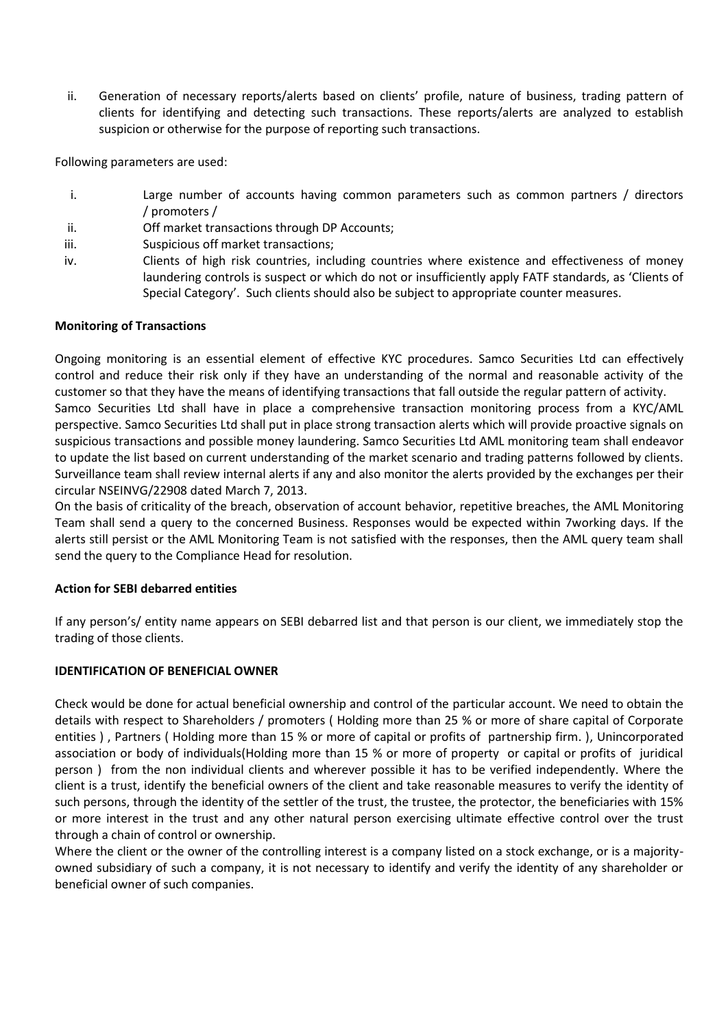ii. Generation of necessary reports/alerts based on clients' profile, nature of business, trading pattern of clients for identifying and detecting such transactions. These reports/alerts are analyzed to establish suspicion or otherwise for the purpose of reporting such transactions.

Following parameters are used:

i. Large number of accounts having common parameters such as common partners / directors / promoters /
ii. Off market transactions through DP Accounts;
iii. Suspicious off market transactions;
iv. Clients of high risk countries, including countries where existence and effectiveness of money laundering controls is suspect or which do not or insufficiently apply FATF standards, as 'Clients of Special Category'. Such clients should also be subject to appropriate counter measures.

**Monitoring of Transactions**

Ongoing monitoring is an essential element of effective KYC procedures. Samco Securities Ltd can effectively control and reduce their risk only if they have an understanding of the normal and reasonable activity of the customer so that they have the means of identifying transactions that fall outside the regular pattern of activity.
Samco Securities Ltd shall have in place a comprehensive transaction monitoring process from a KYC/AML perspective. Samco Securities Ltd shall put in place strong transaction alerts which will provide proactive signals on suspicious transactions and possible money laundering. Samco Securities Ltd AML monitoring team shall endeavor to update the list based on current understanding of the market scenario and trading patterns followed by clients. Surveillance team shall review internal alerts if any and also monitor the alerts provided by the exchanges per their circular NSEINVG/22908 dated March 7, 2013.
On the basis of criticality of the breach, observation of account behavior, repetitive breaches, the AML Monitoring Team shall send a query to the concerned Business. Responses would be expected within 7working days. If the alerts still persist or the AML Monitoring Team is not satisfied with the responses, then the AML query team shall send the query to the Compliance Head for resolution.

**Action for SEBI debarred entities**

If any person's/ entity name appears on SEBI debarred list and that person is our client, we immediately stop the trading of those clients.

**IDENTIFICATION OF BENEFICIAL OWNER**

Check would be done for actual beneficial ownership and control of the particular account. We need to obtain the details with respect to Shareholders / promoters ( Holding more than 25 % or more of share capital of Corporate entities ) , Partners ( Holding more than 15 % or more of capital or profits of partnership firm. ), Unincorporated association or body of individuals(Holding more than 15 % or more of property or capital or profits of juridical person ) from the non individual clients and wherever possible it has to be verified independently. Where the client is a trust, identify the beneficial owners of the client and take reasonable measures to verify the identity of such persons, through the identity of the settler of the trust, the trustee, the protector, the beneficiaries with 15% or more interest in the trust and any other natural person exercising ultimate effective control over the trust through a chain of control or ownership.
Where the client or the owner of the controlling interest is a company listed on a stock exchange, or is a majority-owned subsidiary of such a company, it is not necessary to identify and verify the identity of any shareholder or beneficial owner of such companies.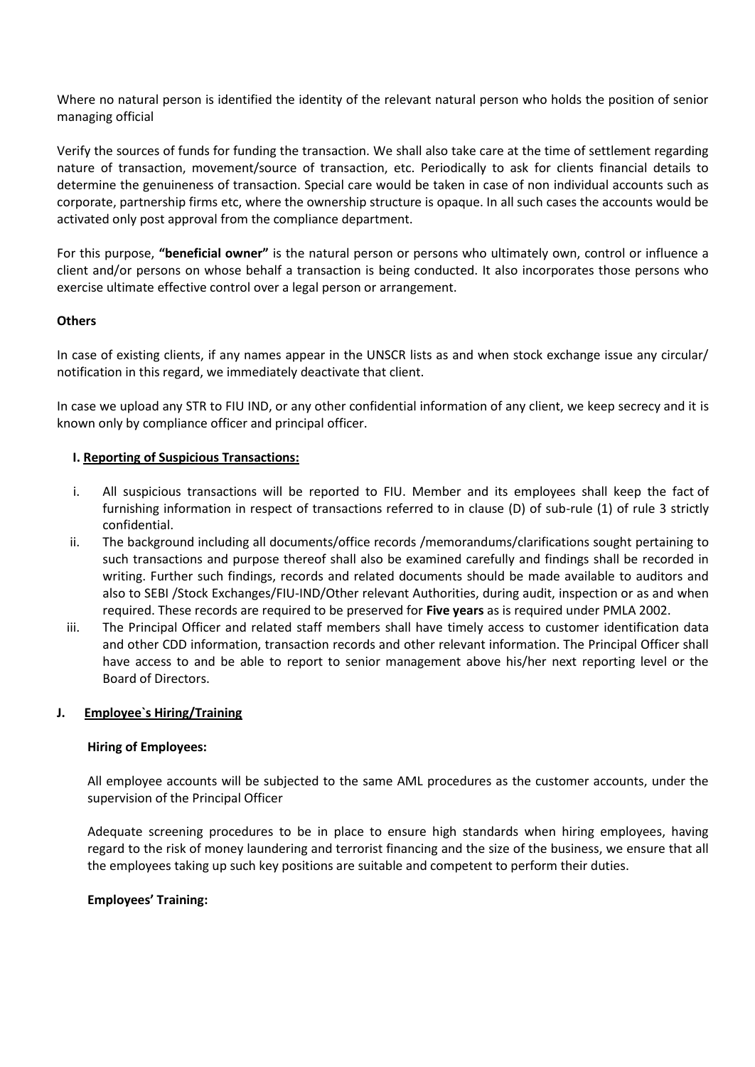Where no natural person is identified the identity of the relevant natural person who holds the position of senior managing official

Verify the sources of funds for funding the transaction. We shall also take care at the time of settlement regarding nature of transaction, movement/source of transaction, etc. Periodically to ask for clients financial details to determine the genuineness of transaction. Special care would be taken in case of non individual accounts such as corporate, partnership firms etc, where the ownership structure is opaque. In all such cases the accounts would be activated only post approval from the compliance department.

For this purpose, **"beneficial owner"** is the natural person or persons who ultimately own, control or influence a client and/or persons on whose behalf a transaction is being conducted. It also incorporates those persons who exercise ultimate effective control over a legal person or arrangement.

**Others**

In case of existing clients, if any names appear in the UNSCR lists as and when stock exchange issue any circular/ notification in this regard, we immediately deactivate that client.

In case we upload any STR to FIU IND, or any other confidential information of any client, we keep secrecy and it is known only by compliance officer and principal officer.

### I. Reporting of Suspicious Transactions:

i. All suspicious transactions will be reported to FIU. Member and its employees shall keep the fact of furnishing information in respect of transactions referred to in clause (D) of sub-rule (1) of rule 3 strictly confidential.

ii. The background including all documents/office records /memorandums/clarifications sought pertaining to such transactions and purpose thereof shall also be examined carefully and findings shall be recorded in writing. Further such findings, records and related documents should be made available to auditors and also to SEBI /Stock Exchanges/FIU-IND/Other relevant Authorities, during audit, inspection or as and when required. These records are required to be preserved for **Five years** as is required under PMLA 2002.

iii. The Principal Officer and related staff members shall have timely access to customer identification data and other CDD information, transaction records and other relevant information. The Principal Officer shall have access to and be able to report to senior management above his/her next reporting level or the Board of Directors.

### J. Employee`s Hiring/Training

**Hiring of Employees:**

All employee accounts will be subjected to the same AML procedures as the customer accounts, under the supervision of the Principal Officer

Adequate screening procedures to be in place to ensure high standards when hiring employees, having regard to the risk of money laundering and terrorist financing and the size of the business, we ensure that all the employees taking up such key positions are suitable and competent to perform their duties.

**Employees' Training:**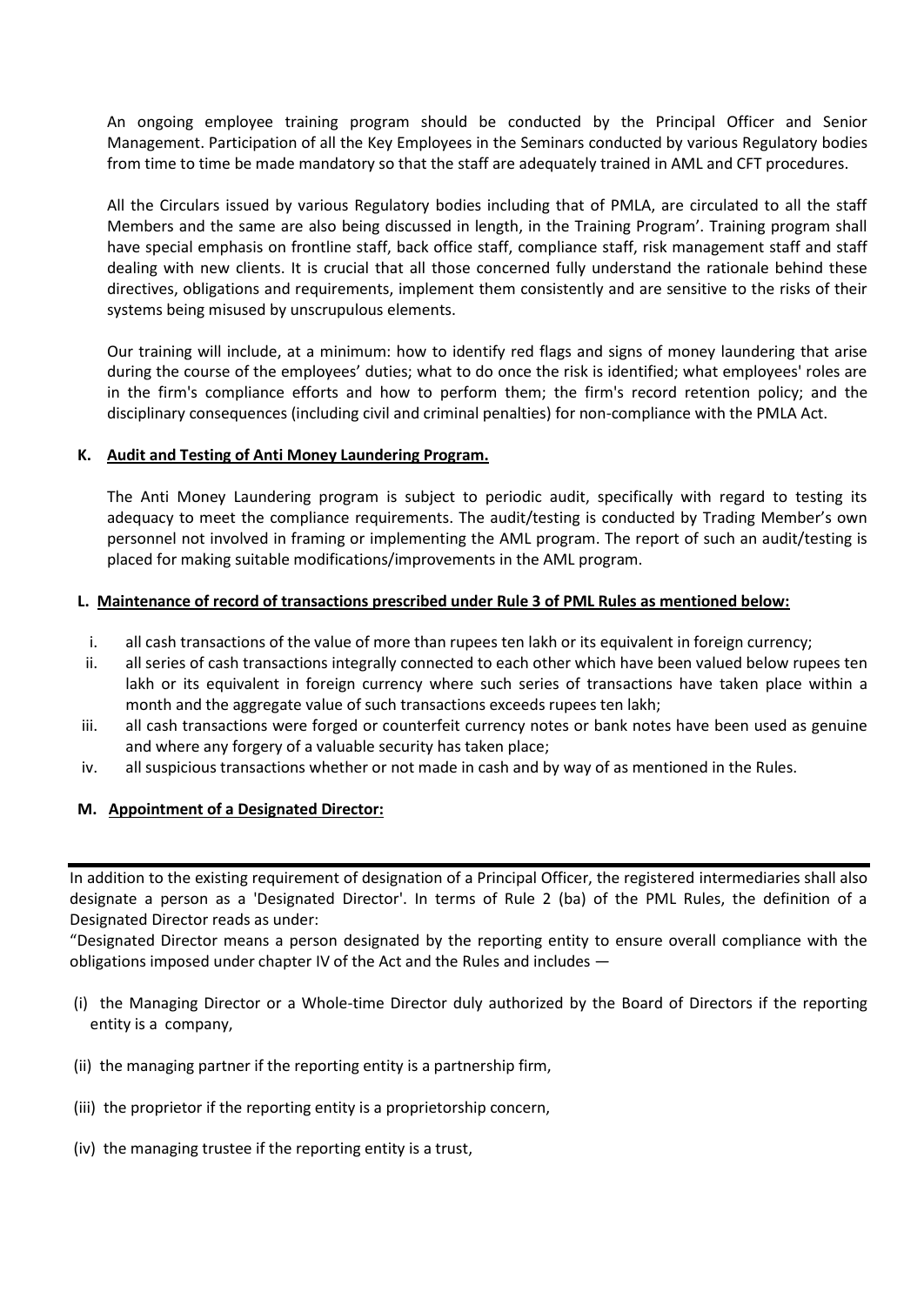An ongoing employee training program should be conducted by the Principal Officer and Senior Management. Participation of all the Key Employees in the Seminars conducted by various Regulatory bodies from time to time be made mandatory so that the staff are adequately trained in AML and CFT procedures.

All the Circulars issued by various Regulatory bodies including that of PMLA, are circulated to all the staff Members and the same are also being discussed in length, in the Training Program'. Training program shall have special emphasis on frontline staff, back office staff, compliance staff, risk management staff and staff dealing with new clients. It is crucial that all those concerned fully understand the rationale behind these directives, obligations and requirements, implement them consistently and are sensitive to the risks of their systems being misused by unscrupulous elements.

Our training will include, at a minimum: how to identify red flags and signs of money laundering that arise during the course of the employees' duties; what to do once the risk is identified; what employees' roles are in the firm's compliance efforts and how to perform them; the firm's record retention policy; and the disciplinary consequences (including civil and criminal penalties) for non-compliance with the PMLA Act.

**K. <u>Audit and Testing of Anti Money Laundering Program.</u>**

The Anti Money Laundering program is subject to periodic audit, specifically with regard to testing its adequacy to meet the compliance requirements. The audit/testing is conducted by Trading Member's own personnel not involved in framing or implementing the AML program. The report of such an audit/testing is placed for making suitable modifications/improvements in the AML program.

**L. <u>Maintenance of record of transactions prescribed under Rule 3 of PML Rules as mentioned below:</u>**

i. all cash transactions of the value of more than rupees ten lakh or its equivalent in foreign currency;
ii. all series of cash transactions integrally connected to each other which have been valued below rupees ten lakh or its equivalent in foreign currency where such series of transactions have taken place within a month and the aggregate value of such transactions exceeds rupees ten lakh;
iii. all cash transactions were forged or counterfeit currency notes or bank notes have been used as genuine and where any forgery of a valuable security has taken place;
iv. all suspicious transactions whether or not made in cash and by way of as mentioned in the Rules.

**M. <u>Appointment of a Designated Director:</u>**

---

In addition to the existing requirement of designation of a Principal Officer, the registered intermediaries shall also designate a person as a 'Designated Director'. In terms of Rule 2 (ba) of the PML Rules, the definition of a Designated Director reads as under:

"Designated Director means a person designated by the reporting entity to ensure overall compliance with the obligations imposed under chapter IV of the Act and the Rules and includes —

(i) the Managing Director or a Whole-time Director duly authorized by the Board of Directors if the reporting entity is a company,

(ii) the managing partner if the reporting entity is a partnership firm,

(iii) the proprietor if the reporting entity is a proprietorship concern,

(iv) the managing trustee if the reporting entity is a trust,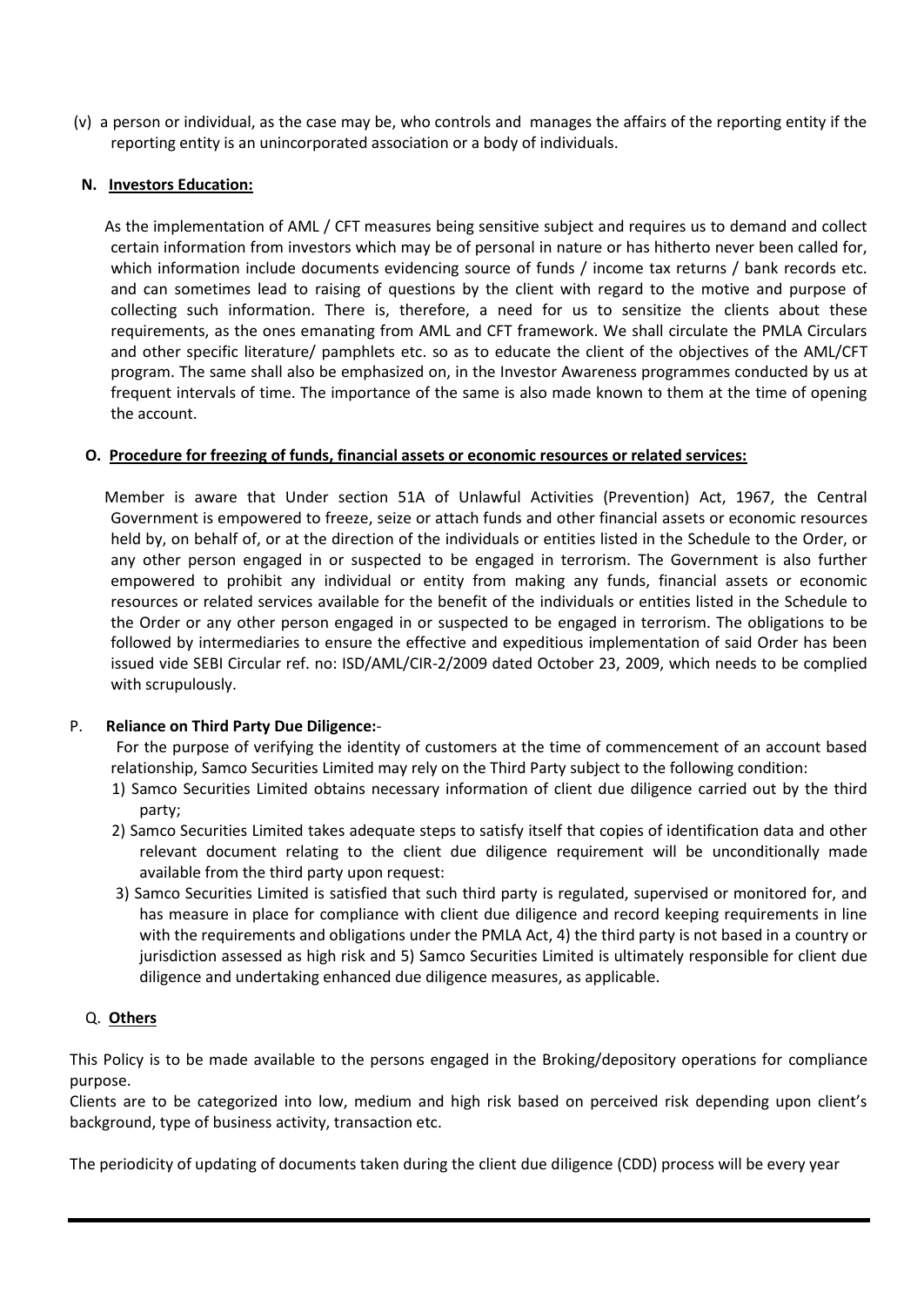(v) a person or individual, as the case may be, who controls and manages the affairs of the reporting entity if the reporting entity is an unincorporated association or a body of individuals.

**N. Investors Education:**

As the implementation of AML / CFT measures being sensitive subject and requires us to demand and collect certain information from investors which may be of personal in nature or has hitherto never been called for, which information include documents evidencing source of funds / income tax returns / bank records etc. and can sometimes lead to raising of questions by the client with regard to the motive and purpose of collecting such information. There is, therefore, a need for us to sensitize the clients about these requirements, as the ones emanating from AML and CFT framework. We shall circulate the PMLA Circulars and other specific literature/ pamphlets etc. so as to educate the client of the objectives of the AML/CFT program. The same shall also be emphasized on, in the Investor Awareness programmes conducted by us at frequent intervals of time. The importance of the same is also made known to them at the time of opening the account.

**O. Procedure for freezing of funds, financial assets or economic resources or related services:**

Member is aware that Under section 51A of Unlawful Activities (Prevention) Act, 1967, the Central Government is empowered to freeze, seize or attach funds and other financial assets or economic resources held by, on behalf of, or at the direction of the individuals or entities listed in the Schedule to the Order, or any other person engaged in or suspected to be engaged in terrorism. The Government is also further empowered to prohibit any individual or entity from making any funds, financial assets or economic resources or related services available for the benefit of the individuals or entities listed in the Schedule to the Order or any other person engaged in or suspected to be engaged in terrorism. The obligations to be followed by intermediaries to ensure the effective and expeditious implementation of said Order has been issued vide SEBI Circular ref. no: ISD/AML/CIR-2/2009 dated October 23, 2009, which needs to be complied with scrupulously.

P. **Reliance on Third Party Due Diligence:**-

For the purpose of verifying the identity of customers at the time of commencement of an account based relationship, Samco Securities Limited may rely on the Third Party subject to the following condition:

1) Samco Securities Limited obtains necessary information of client due diligence carried out by the third party;
2) Samco Securities Limited takes adequate steps to satisfy itself that copies of identification data and other relevant document relating to the client due diligence requirement will be unconditionally made available from the third party upon request:
3) Samco Securities Limited is satisfied that such third party is regulated, supervised or monitored for, and has measure in place for compliance with client due diligence and record keeping requirements in line with the requirements and obligations under the PMLA Act, 4) the third party is not based in a country or jurisdiction assessed as high risk and 5) Samco Securities Limited is ultimately responsible for client due diligence and undertaking enhanced due diligence measures, as applicable.

Q. **Others**

This Policy is to be made available to the persons engaged in the Broking/depository operations for compliance purpose.

Clients are to be categorized into low, medium and high risk based on perceived risk depending upon client's background, type of business activity, transaction etc.

The periodicity of updating of documents taken during the client due diligence (CDD) process will be every year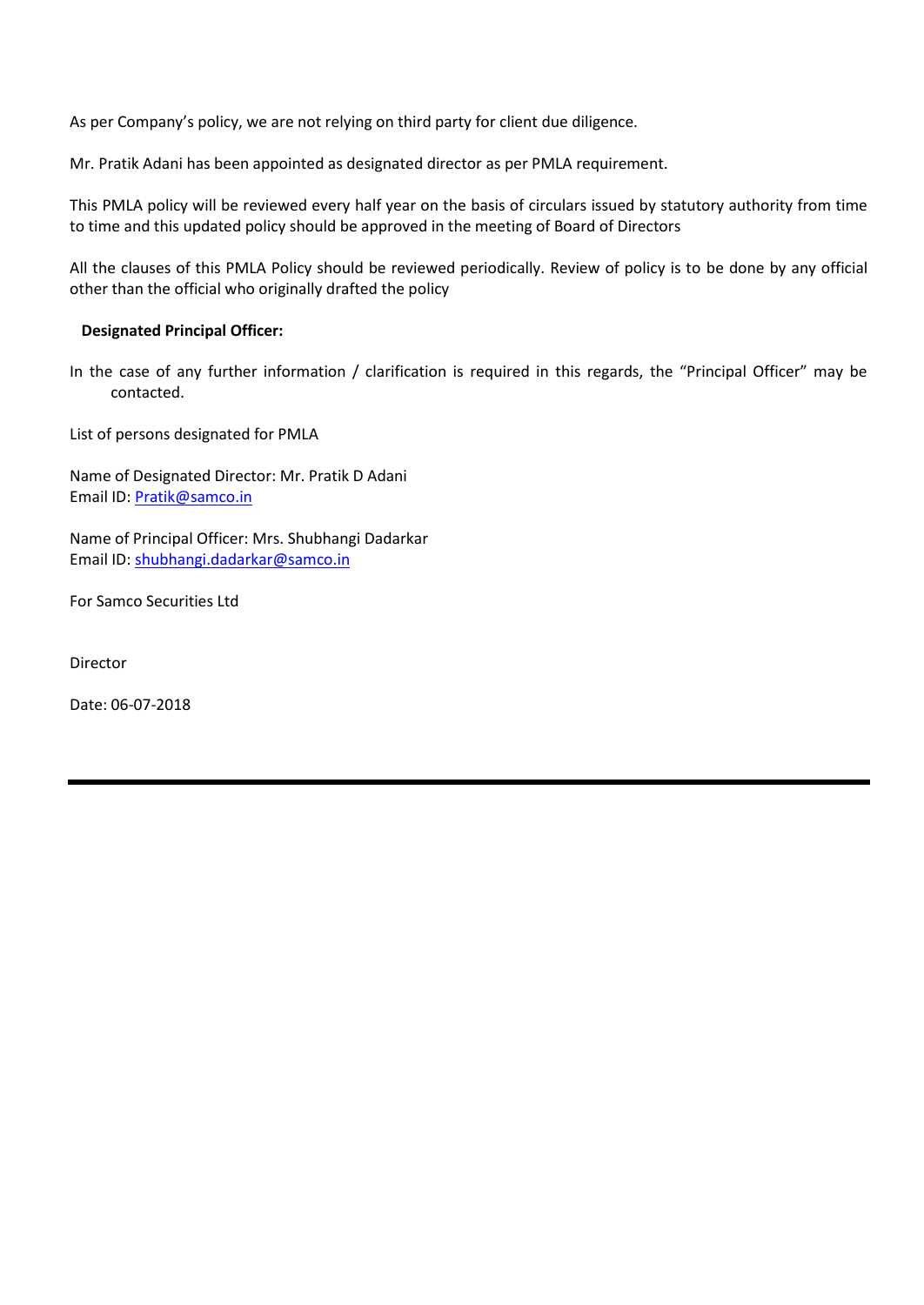As per Company's policy, we are not relying on third party for client due diligence.

Mr. Pratik Adani has been appointed as designated director as per PMLA requirement.

This PMLA policy will be reviewed every half year on the basis of circulars issued by statutory authority from time to time and this updated policy should be approved in the meeting of Board of Directors

All the clauses of this PMLA Policy should be reviewed periodically. Review of policy is to be done by any official other than the official who originally drafted the policy

**Designated Principal Officer:**

In the case of any further information / clarification is required in this regards, the "Principal Officer" may be contacted.

List of persons designated for PMLA

Name of Designated Director: Mr. Pratik D Adani
Email ID: Pratik@samco.in

Name of Principal Officer: Mrs. Shubhangi Dadarkar
Email ID: shubhangi.dadarkar@samco.in

For Samco Securities Ltd

Director

Date: 06-07-2018